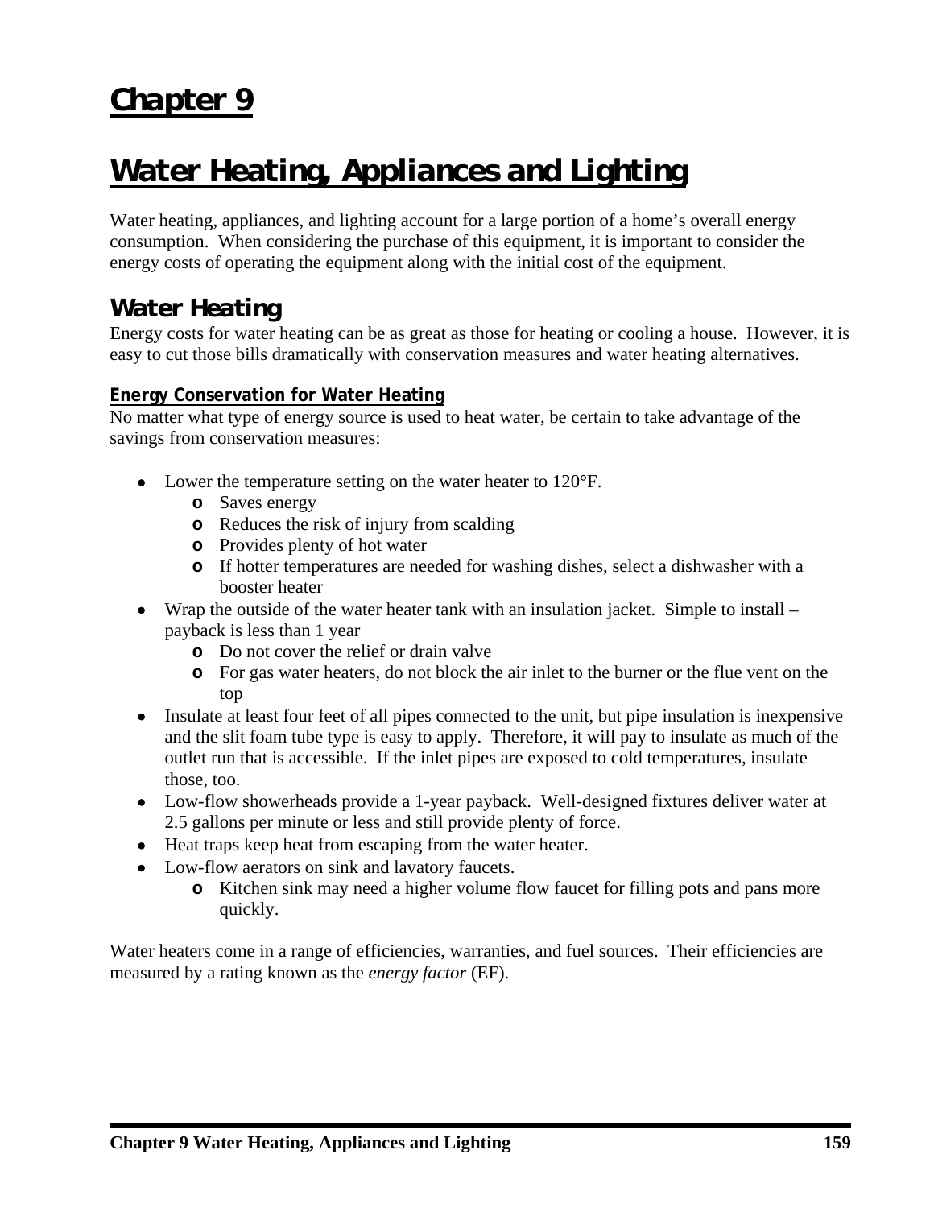# Chapter 9

# Water Heating, Appliances and Lighting

Water heating, appliances, and lighting account for a large portion of a home's overall energy consumption. When considering the purchase of this equipment, it is important to consider the energy costs of operating the equipment along with the initial cost of the equipment.

## Water Heating

Energy costs for water heating can be as great as those for heating or cooling a house. However, it is easy to cut those bills dramatically with conservation measures and water heating alternatives.

### Energy Conservation for Water Heating

No matter what type of energy source is used to heat water, be certain to take advantage of the savings from conservation measures:

- Lower the temperature setting on the water heater to 120°F.
  - Saves energy
  - Reduces the risk of injury from scalding
  - Provides plenty of hot water
  - If hotter temperatures are needed for washing dishes, select a dishwasher with a booster heater
- Wrap the outside of the water heater tank with an insulation jacket. Simple to install – payback is less than 1 year
  - Do not cover the relief or drain valve
  - For gas water heaters, do not block the air inlet to the burner or the flue vent on the top
- Insulate at least four feet of all pipes connected to the unit, but pipe insulation is inexpensive and the slit foam tube type is easy to apply. Therefore, it will pay to insulate as much of the outlet run that is accessible. If the inlet pipes are exposed to cold temperatures, insulate those, too.
- Low-flow showerheads provide a 1-year payback. Well-designed fixtures deliver water at 2.5 gallons per minute or less and still provide plenty of force.
- Heat traps keep heat from escaping from the water heater.
- Low-flow aerators on sink and lavatory faucets.
  - Kitchen sink may need a higher volume flow faucet for filling pots and pans more quickly.

Water heaters come in a range of efficiencies, warranties, and fuel sources. Their efficiencies are measured by a rating known as the *energy factor* (EF).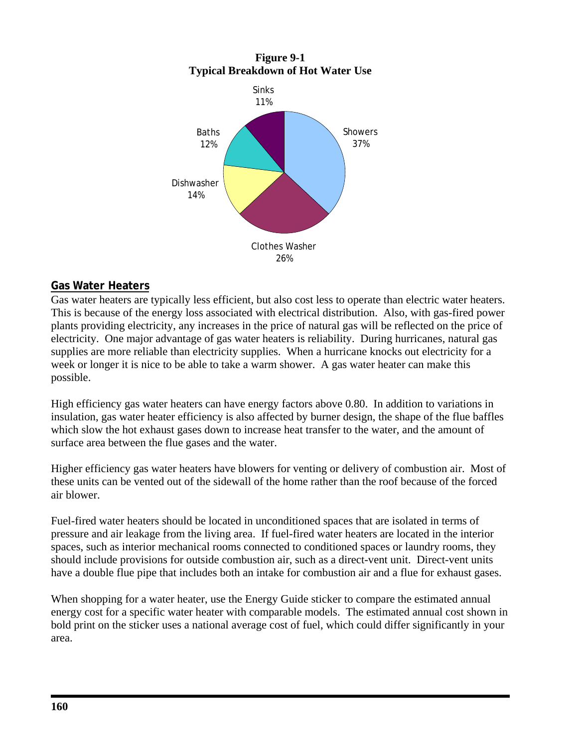**Figure 9-1**
**Typical Breakdown of Hot Water Use**

Sinks 11%

Baths 12%

Showers 37%

Dishwasher 14%

Clothes Washer 26%

## Gas Water Heaters

Gas water heaters are typically less efficient, but also cost less to operate than electric water heaters. This is because of the energy loss associated with electrical distribution. Also, with gas-fired power plants providing electricity, any increases in the price of natural gas will be reflected on the price of electricity. One major advantage of gas water heaters is reliability. During hurricanes, natural gas supplies are more reliable than electricity supplies. When a hurricane knocks out electricity for a week or longer it is nice to be able to take a warm shower. A gas water heater can make this possible.

High efficiency gas water heaters can have energy factors above 0.80. In addition to variations in insulation, gas water heater efficiency is also affected by burner design, the shape of the flue baffles which slow the hot exhaust gases down to increase heat transfer to the water, and the amount of surface area between the flue gases and the water.

Higher efficiency gas water heaters have blowers for venting or delivery of combustion air. Most of these units can be vented out of the sidewall of the home rather than the roof because of the forced air blower.

Fuel-fired water heaters should be located in unconditioned spaces that are isolated in terms of pressure and air leakage from the living area. If fuel-fired water heaters are located in the interior spaces, such as interior mechanical rooms connected to conditioned spaces or laundry rooms, they should include provisions for outside combustion air, such as a direct-vent unit. Direct-vent units have a double flue pipe that includes both an intake for combustion air and a flue for exhaust gases.

When shopping for a water heater, use the Energy Guide sticker to compare the estimated annual energy cost for a specific water heater with comparable models. The estimated annual cost shown in bold print on the sticker uses a national average cost of fuel, which could differ significantly in your area.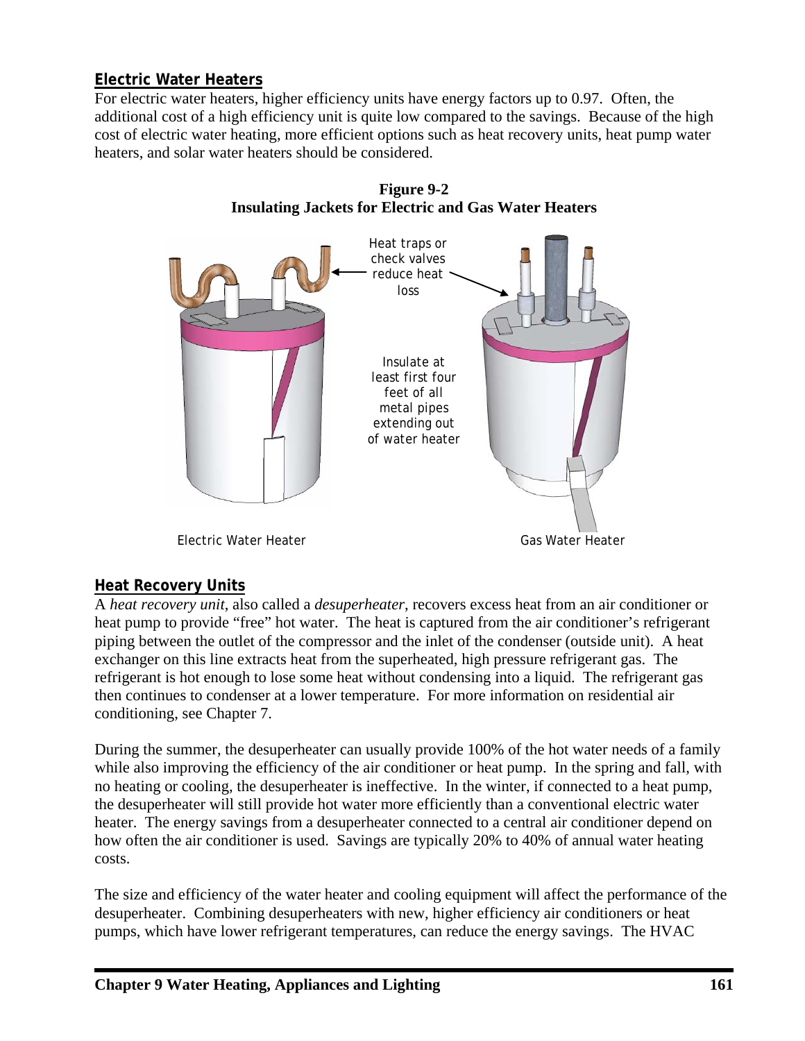## Electric Water Heaters

For electric water heaters, higher efficiency units have energy factors up to 0.97. Often, the additional cost of a high efficiency unit is quite low compared to the savings. Because of the high cost of electric water heating, more efficient options such as heat recovery units, heat pump water heaters, and solar water heaters should be considered.

**Figure 9-2**
**Insulating Jackets for Electric and Gas Water Heaters**

Heat traps or check valves reduce heat loss

Insulate at least first four feet of all metal pipes extending out of water heater

Electric Water Heater

Gas Water Heater

## Heat Recovery Units

A *heat recovery unit*, also called a *desuperheater*, recovers excess heat from an air conditioner or heat pump to provide "free" hot water. The heat is captured from the air conditioner's refrigerant piping between the outlet of the compressor and the inlet of the condenser (outside unit). A heat exchanger on this line extracts heat from the superheated, high pressure refrigerant gas. The refrigerant is hot enough to lose some heat without condensing into a liquid. The refrigerant gas then continues to condenser at a lower temperature. For more information on residential air conditioning, see Chapter 7.

During the summer, the desuperheater can usually provide 100% of the hot water needs of a family while also improving the efficiency of the air conditioner or heat pump. In the spring and fall, with no heating or cooling, the desuperheater is ineffective. In the winter, if connected to a heat pump, the desuperheater will still provide hot water more efficiently than a conventional electric water heater. The energy savings from a desuperheater connected to a central air conditioner depend on how often the air conditioner is used. Savings are typically 20% to 40% of annual water heating costs.

The size and efficiency of the water heater and cooling equipment will affect the performance of the desuperheater. Combining desuperheaters with new, higher efficiency air conditioners or heat pumps, which have lower refrigerant temperatures, can reduce the energy savings. The HVAC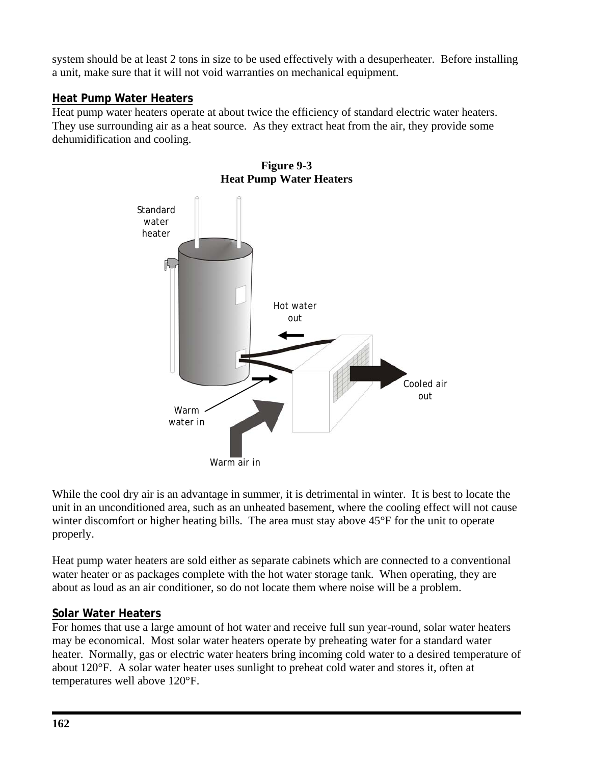system should be at least 2 tons in size to be used effectively with a desuperheater. Before installing a unit, make sure that it will not void warranties on mechanical equipment.

### Heat Pump Water Heaters

Heat pump water heaters operate at about twice the efficiency of standard electric water heaters. They use surrounding air as a heat source. As they extract heat from the air, they provide some dehumidification and cooling.

**Figure 9-3**
**Heat Pump Water Heaters**

While the cool dry air is an advantage in summer, it is detrimental in winter. It is best to locate the unit in an unconditioned area, such as an unheated basement, where the cooling effect will not cause winter discomfort or higher heating bills. The area must stay above 45°F for the unit to operate properly.

Heat pump water heaters are sold either as separate cabinets which are connected to a conventional water heater or as packages complete with the hot water storage tank. When operating, they are about as loud as an air conditioner, so do not locate them where noise will be a problem.

### Solar Water Heaters

For homes that use a large amount of hot water and receive full sun year-round, solar water heaters may be economical. Most solar water heaters operate by preheating water for a standard water heater. Normally, gas or electric water heaters bring incoming cold water to a desired temperature of about 120°F. A solar water heater uses sunlight to preheat cold water and stores it, often at temperatures well above 120°F.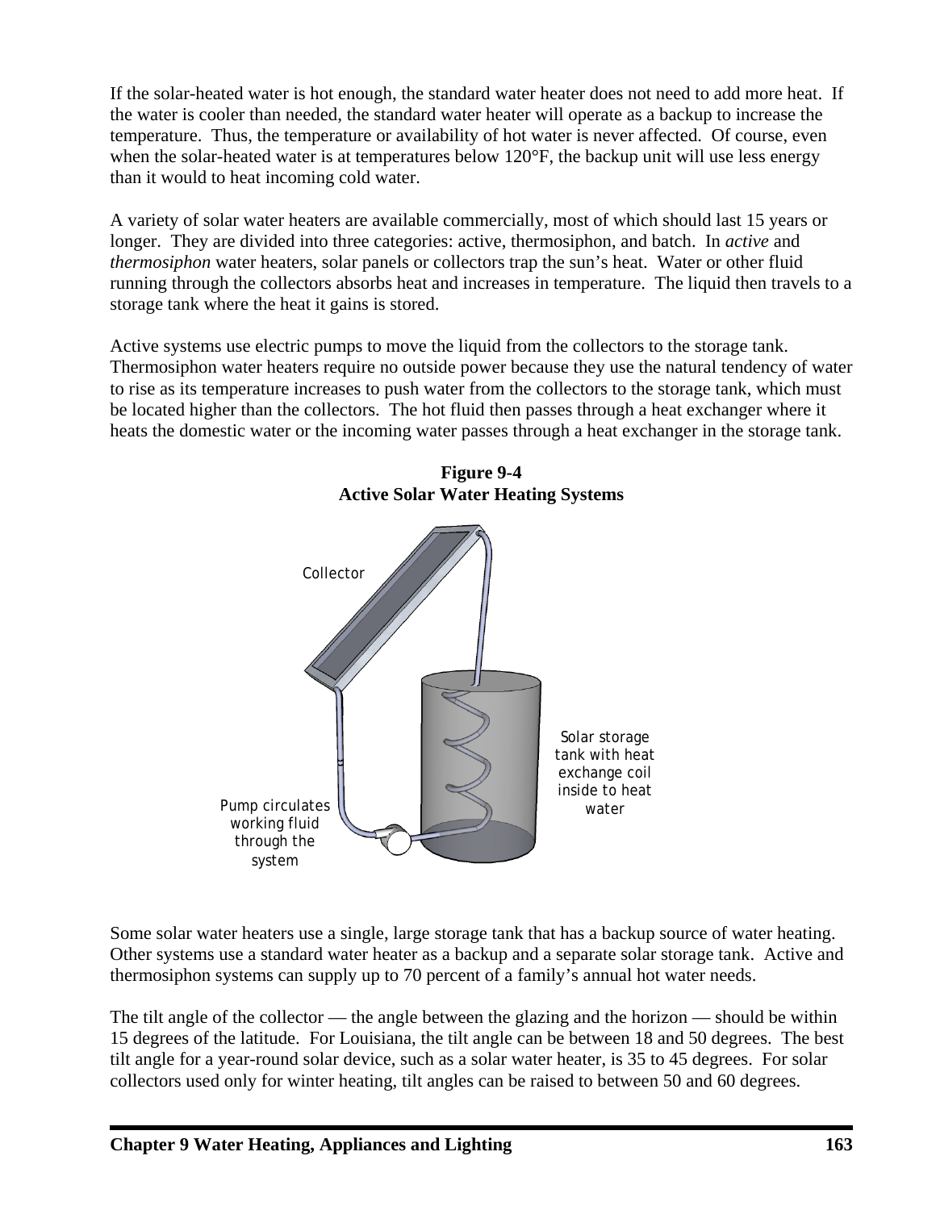If the solar-heated water is hot enough, the standard water heater does not need to add more heat. If the water is cooler than needed, the standard water heater will operate as a backup to increase the temperature. Thus, the temperature or availability of hot water is never affected. Of course, even when the solar-heated water is at temperatures below 120°F, the backup unit will use less energy than it would to heat incoming cold water.

A variety of solar water heaters are available commercially, most of which should last 15 years or longer. They are divided into three categories: active, thermosiphon, and batch. In *active* and *thermosiphon* water heaters, solar panels or collectors trap the sun's heat. Water or other fluid running through the collectors absorbs heat and increases in temperature. The liquid then travels to a storage tank where the heat it gains is stored.

Active systems use electric pumps to move the liquid from the collectors to the storage tank. Thermosiphon water heaters require no outside power because they use the natural tendency of water to rise as its temperature increases to push water from the collectors to the storage tank, which must be located higher than the collectors. The hot fluid then passes through a heat exchanger where it heats the domestic water or the incoming water passes through a heat exchanger in the storage tank.

**Figure 9-4**
**Active Solar Water Heating Systems**

Collector

Solar storage tank with heat exchange coil inside to heat water

Pump circulates working fluid through the system

Some solar water heaters use a single, large storage tank that has a backup source of water heating. Other systems use a standard water heater as a backup and a separate solar storage tank. Active and thermosiphon systems can supply up to 70 percent of a family's annual hot water needs.

The tilt angle of the collector — the angle between the glazing and the horizon — should be within 15 degrees of the latitude. For Louisiana, the tilt angle can be between 18 and 50 degrees. The best tilt angle for a year-round solar device, such as a solar water heater, is 35 to 45 degrees. For solar collectors used only for winter heating, tilt angles can be raised to between 50 and 60 degrees.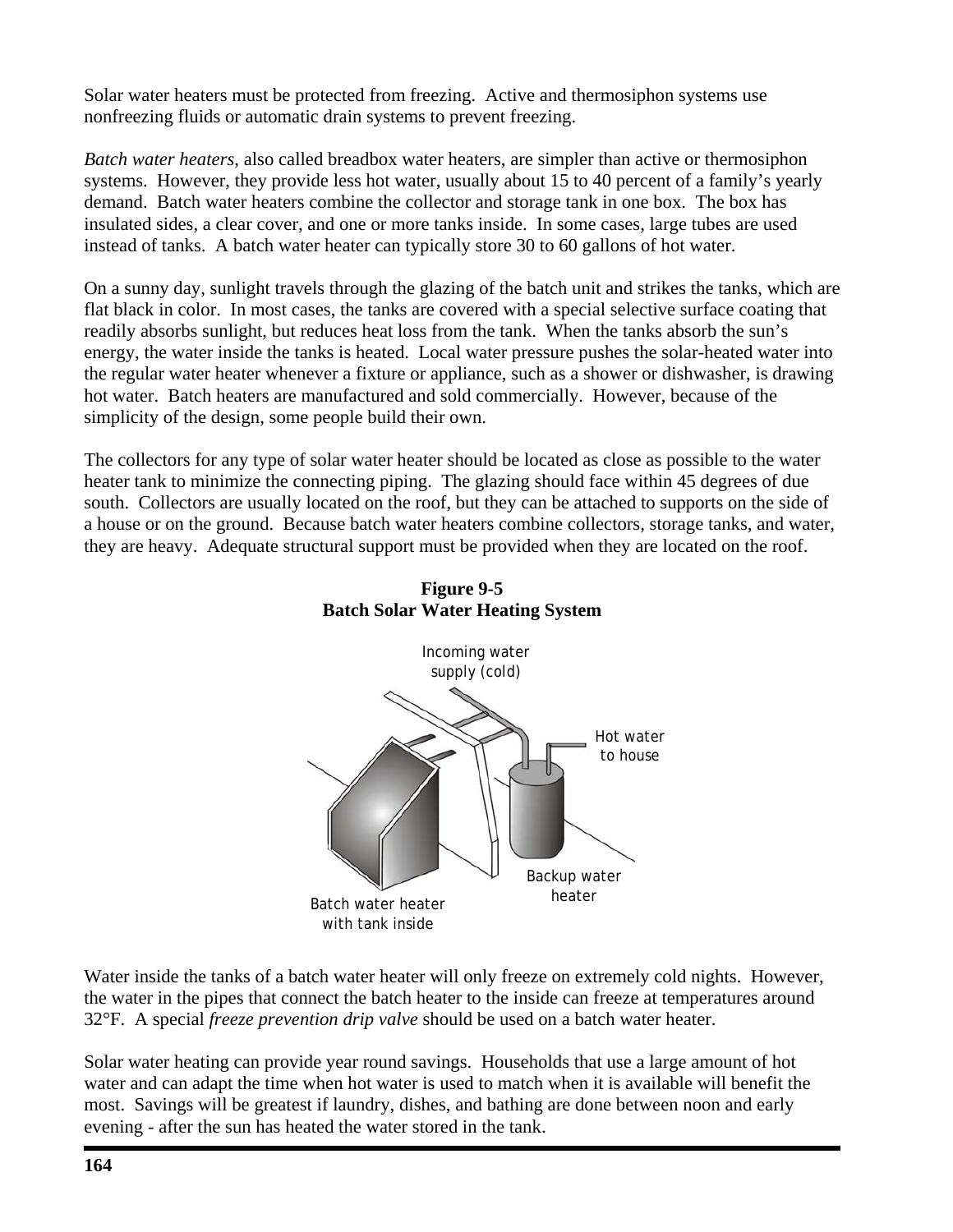Solar water heaters must be protected from freezing. Active and thermosiphon systems use nonfreezing fluids or automatic drain systems to prevent freezing.

*Batch water heaters*, also called breadbox water heaters, are simpler than active or thermosiphon systems. However, they provide less hot water, usually about 15 to 40 percent of a family's yearly demand. Batch water heaters combine the collector and storage tank in one box. The box has insulated sides, a clear cover, and one or more tanks inside. In some cases, large tubes are used instead of tanks. A batch water heater can typically store 30 to 60 gallons of hot water.

On a sunny day, sunlight travels through the glazing of the batch unit and strikes the tanks, which are flat black in color. In most cases, the tanks are covered with a special selective surface coating that readily absorbs sunlight, but reduces heat loss from the tank. When the tanks absorb the sun's energy, the water inside the tanks is heated. Local water pressure pushes the solar-heated water into the regular water heater whenever a fixture or appliance, such as a shower or dishwasher, is drawing hot water. Batch heaters are manufactured and sold commercially. However, because of the simplicity of the design, some people build their own.

The collectors for any type of solar water heater should be located as close as possible to the water heater tank to minimize the connecting piping. The glazing should face within 45 degrees of due south. Collectors are usually located on the roof, but they can be attached to supports on the side of a house or on the ground. Because batch water heaters combine collectors, storage tanks, and water, they are heavy. Adequate structural support must be provided when they are located on the roof.

**Figure 9-5**
**Batch Solar Water Heating System**

Incoming water supply (cold)

Hot water to house

Backup water heater

Batch water heater with tank inside

Water inside the tanks of a batch water heater will only freeze on extremely cold nights. However, the water in the pipes that connect the batch heater to the inside can freeze at temperatures around 32°F. A special *freeze prevention drip valve* should be used on a batch water heater.

Solar water heating can provide year round savings. Households that use a large amount of hot water and can adapt the time when hot water is used to match when it is available will benefit the most. Savings will be greatest if laundry, dishes, and bathing are done between noon and early evening - after the sun has heated the water stored in the tank.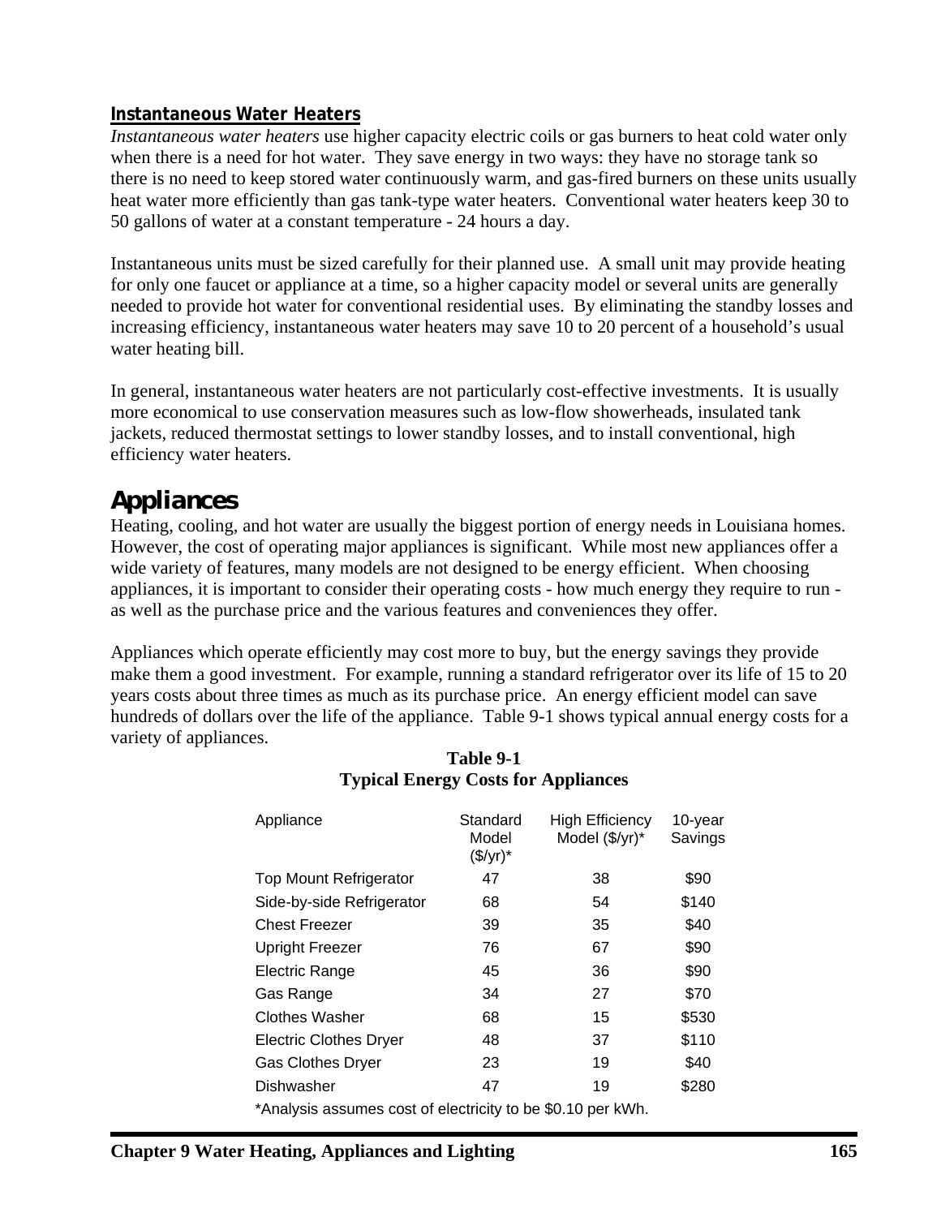### Instantaneous Water Heaters

*Instantaneous water heaters* use higher capacity electric coils or gas burners to heat cold water only when there is a need for hot water. They save energy in two ways: they have no storage tank so there is no need to keep stored water continuously warm, and gas-fired burners on these units usually heat water more efficiently than gas tank-type water heaters. Conventional water heaters keep 30 to 50 gallons of water at a constant temperature - 24 hours a day.

Instantaneous units must be sized carefully for their planned use. A small unit may provide heating for only one faucet or appliance at a time, so a higher capacity model or several units are generally needed to provide hot water for conventional residential uses. By eliminating the standby losses and increasing efficiency, instantaneous water heaters may save 10 to 20 percent of a household's usual water heating bill.

In general, instantaneous water heaters are not particularly cost-effective investments. It is usually more economical to use conservation measures such as low-flow showerheads, insulated tank jackets, reduced thermostat settings to lower standby losses, and to install conventional, high efficiency water heaters.

## Appliances

Heating, cooling, and hot water are usually the biggest portion of energy needs in Louisiana homes. However, the cost of operating major appliances is significant. While most new appliances offer a wide variety of features, many models are not designed to be energy efficient. When choosing appliances, it is important to consider their operating costs - how much energy they require to run - as well as the purchase price and the various features and conveniences they offer.

Appliances which operate efficiently may cost more to buy, but the energy savings they provide make them a good investment. For example, running a standard refrigerator over its life of 15 to 20 years costs about three times as much as its purchase price. An energy efficient model can save hundreds of dollars over the life of the appliance. Table 9-1 shows typical annual energy costs for a variety of appliances.

**Table 9-1**
**Typical Energy Costs for Appliances**

| Appliance | Standard Model ($/yr)* | High Efficiency Model ($/yr)* | 10-year Savings |
|---|---|---|---|
| Top Mount Refrigerator | 47 | 38 | $90 |
| Side-by-side Refrigerator | 68 | 54 | $140 |
| Chest Freezer | 39 | 35 | $40 |
| Upright Freezer | 76 | 67 | $90 |
| Electric Range | 45 | 36 | $90 |
| Gas Range | 34 | 27 | $70 |
| Clothes Washer | 68 | 15 | $530 |
| Electric Clothes Dryer | 48 | 37 | $110 |
| Gas Clothes Dryer | 23 | 19 | $40 |
| Dishwasher | 47 | 19 | $280 |

*Analysis assumes cost of electricity to be $0.10 per kWh.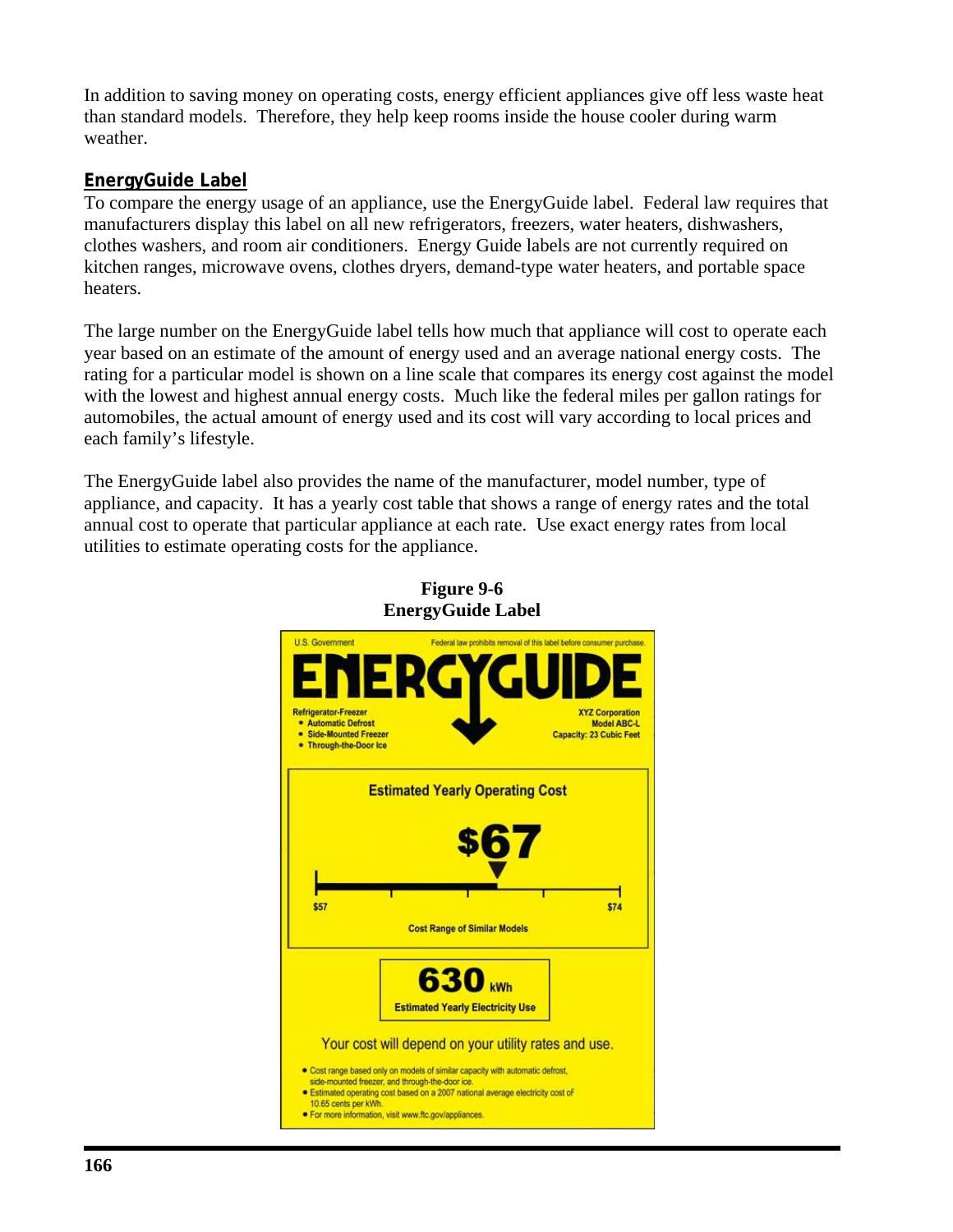In addition to saving money on operating costs, energy efficient appliances give off less waste heat than standard models. Therefore, they help keep rooms inside the house cooler during warm weather.

## EnergyGuide Label

To compare the energy usage of an appliance, use the EnergyGuide label. Federal law requires that manufacturers display this label on all new refrigerators, freezers, water heaters, dishwashers, clothes washers, and room air conditioners. Energy Guide labels are not currently required on kitchen ranges, microwave ovens, clothes dryers, demand-type water heaters, and portable space heaters.

The large number on the EnergyGuide label tells how much that appliance will cost to operate each year based on an estimate of the amount of energy used and an average national energy costs. The rating for a particular model is shown on a line scale that compares its energy cost against the model with the lowest and highest annual energy costs. Much like the federal miles per gallon ratings for automobiles, the actual amount of energy used and its cost will vary according to local prices and each family's lifestyle.

The EnergyGuide label also provides the name of the manufacturer, model number, type of appliance, and capacity. It has a yearly cost table that shows a range of energy rates and the total annual cost to operate that particular appliance at each rate. Use exact energy rates from local utilities to estimate operating costs for the appliance.

**Figure 9-6**
**EnergyGuide Label**

U.S. Government — Federal law prohibits removal of this label before consumer purchase.

**ENERGYGUIDE**

Refrigerator-Freezer
- Automatic Defrost
- Side-Mounted Freezer
- Through-the-Door Ice

XYZ Corporation
Model ABC-L
Capacity: 23 Cubic Feet

**Estimated Yearly Operating Cost**

**$67**

$57 — $74

Cost Range of Similar Models

**630** kWh
Estimated Yearly Electricity Use

Your cost will depend on your utility rates and use.

- Cost range based only on models of similar capacity with automatic defrost, side-mounted freezer, and through-the-door ice.
- Estimated operating cost based on a 2007 national average electricity cost of 10.65 cents per kWh.
- For more information, visit www.ftc.gov/appliances.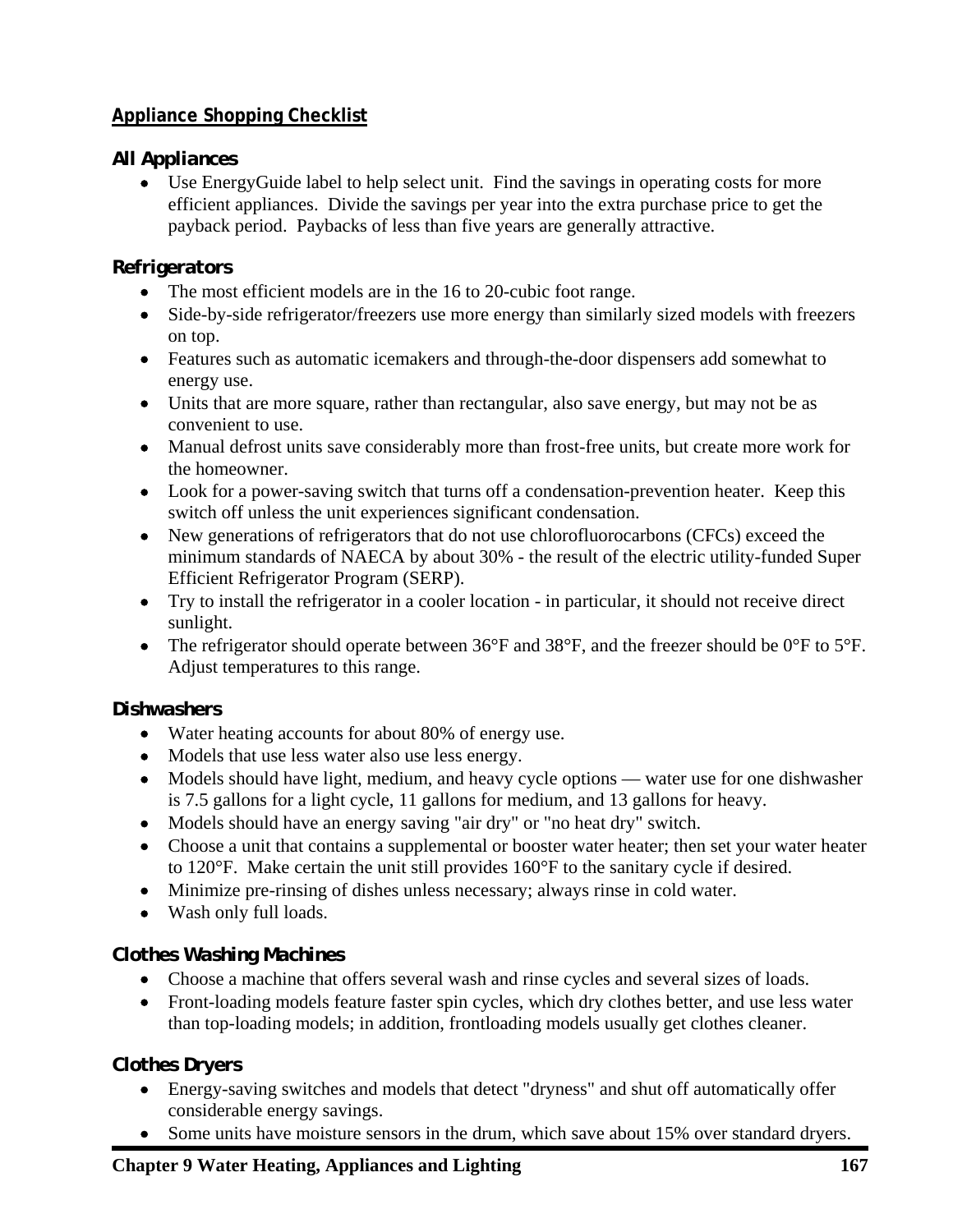## Appliance Shopping Checklist

### All Appliances

- Use EnergyGuide label to help select unit. Find the savings in operating costs for more efficient appliances. Divide the savings per year into the extra purchase price to get the payback period. Paybacks of less than five years are generally attractive.

### Refrigerators

- The most efficient models are in the 16 to 20-cubic foot range.
- Side-by-side refrigerator/freezers use more energy than similarly sized models with freezers on top.
- Features such as automatic icemakers and through-the-door dispensers add somewhat to energy use.
- Units that are more square, rather than rectangular, also save energy, but may not be as convenient to use.
- Manual defrost units save considerably more than frost-free units, but create more work for the homeowner.
- Look for a power-saving switch that turns off a condensation-prevention heater. Keep this switch off unless the unit experiences significant condensation.
- New generations of refrigerators that do not use chlorofluorocarbons (CFCs) exceed the minimum standards of NAECA by about 30% - the result of the electric utility-funded Super Efficient Refrigerator Program (SERP).
- Try to install the refrigerator in a cooler location - in particular, it should not receive direct sunlight.
- The refrigerator should operate between 36°F and 38°F, and the freezer should be 0°F to 5°F. Adjust temperatures to this range.

### Dishwashers

- Water heating accounts for about 80% of energy use.
- Models that use less water also use less energy.
- Models should have light, medium, and heavy cycle options — water use for one dishwasher is 7.5 gallons for a light cycle, 11 gallons for medium, and 13 gallons for heavy.
- Models should have an energy saving "air dry" or "no heat dry" switch.
- Choose a unit that contains a supplemental or booster water heater; then set your water heater to 120°F. Make certain the unit still provides 160°F to the sanitary cycle if desired.
- Minimize pre-rinsing of dishes unless necessary; always rinse in cold water.
- Wash only full loads.

### Clothes Washing Machines

- Choose a machine that offers several wash and rinse cycles and several sizes of loads.
- Front-loading models feature faster spin cycles, which dry clothes better, and use less water than top-loading models; in addition, frontloading models usually get clothes cleaner.

### Clothes Dryers

- Energy-saving switches and models that detect "dryness" and shut off automatically offer considerable energy savings.
- Some units have moisture sensors in the drum, which save about 15% over standard dryers.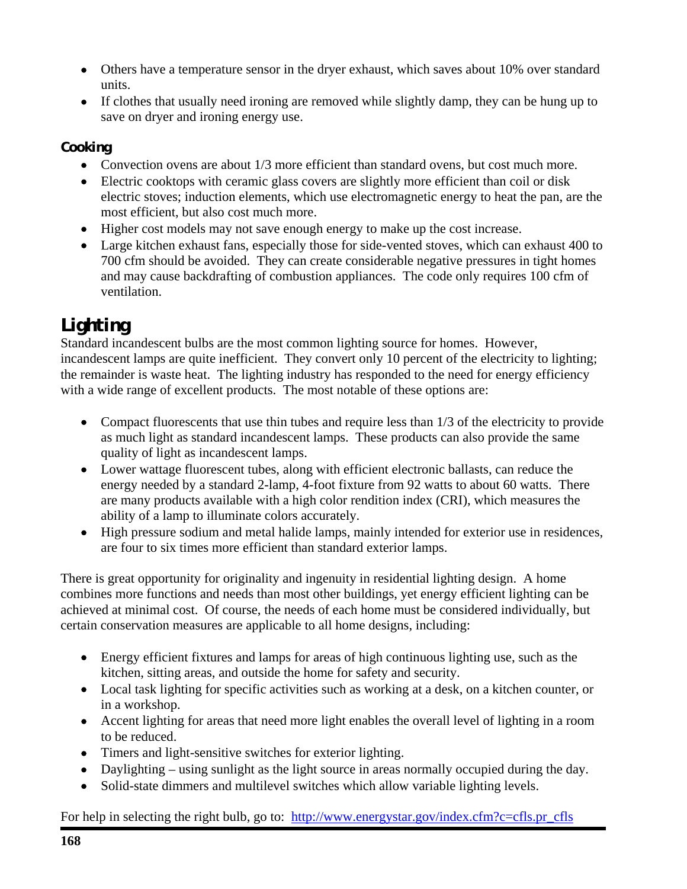- Others have a temperature sensor in the dryer exhaust, which saves about 10% over standard units.
- If clothes that usually need ironing are removed while slightly damp, they can be hung up to save on dryer and ironing energy use.

### Cooking

- Convection ovens are about 1/3 more efficient than standard ovens, but cost much more.
- Electric cooktops with ceramic glass covers are slightly more efficient than coil or disk electric stoves; induction elements, which use electromagnetic energy to heat the pan, are the most efficient, but also cost much more.
- Higher cost models may not save enough energy to make up the cost increase.
- Large kitchen exhaust fans, especially those for side-vented stoves, which can exhaust 400 to 700 cfm should be avoided. They can create considerable negative pressures in tight homes and may cause backdrafting of combustion appliances. The code only requires 100 cfm of ventilation.

## Lighting

Standard incandescent bulbs are the most common lighting source for homes. However, incandescent lamps are quite inefficient. They convert only 10 percent of the electricity to lighting; the remainder is waste heat. The lighting industry has responded to the need for energy efficiency with a wide range of excellent products. The most notable of these options are:

- Compact fluorescents that use thin tubes and require less than 1/3 of the electricity to provide as much light as standard incandescent lamps. These products can also provide the same quality of light as incandescent lamps.
- Lower wattage fluorescent tubes, along with efficient electronic ballasts, can reduce the energy needed by a standard 2-lamp, 4-foot fixture from 92 watts to about 60 watts. There are many products available with a high color rendition index (CRI), which measures the ability of a lamp to illuminate colors accurately.
- High pressure sodium and metal halide lamps, mainly intended for exterior use in residences, are four to six times more efficient than standard exterior lamps.

There is great opportunity for originality and ingenuity in residential lighting design. A home combines more functions and needs than most other buildings, yet energy efficient lighting can be achieved at minimal cost. Of course, the needs of each home must be considered individually, but certain conservation measures are applicable to all home designs, including:

- Energy efficient fixtures and lamps for areas of high continuous lighting use, such as the kitchen, sitting areas, and outside the home for safety and security.
- Local task lighting for specific activities such as working at a desk, on a kitchen counter, or in a workshop.
- Accent lighting for areas that need more light enables the overall level of lighting in a room to be reduced.
- Timers and light-sensitive switches for exterior lighting.
- Daylighting – using sunlight as the light source in areas normally occupied during the day.
- Solid-state dimmers and multilevel switches which allow variable lighting levels.

For help in selecting the right bulb, go to: http://www.energystar.gov/index.cfm?c=cfls.pr_cfls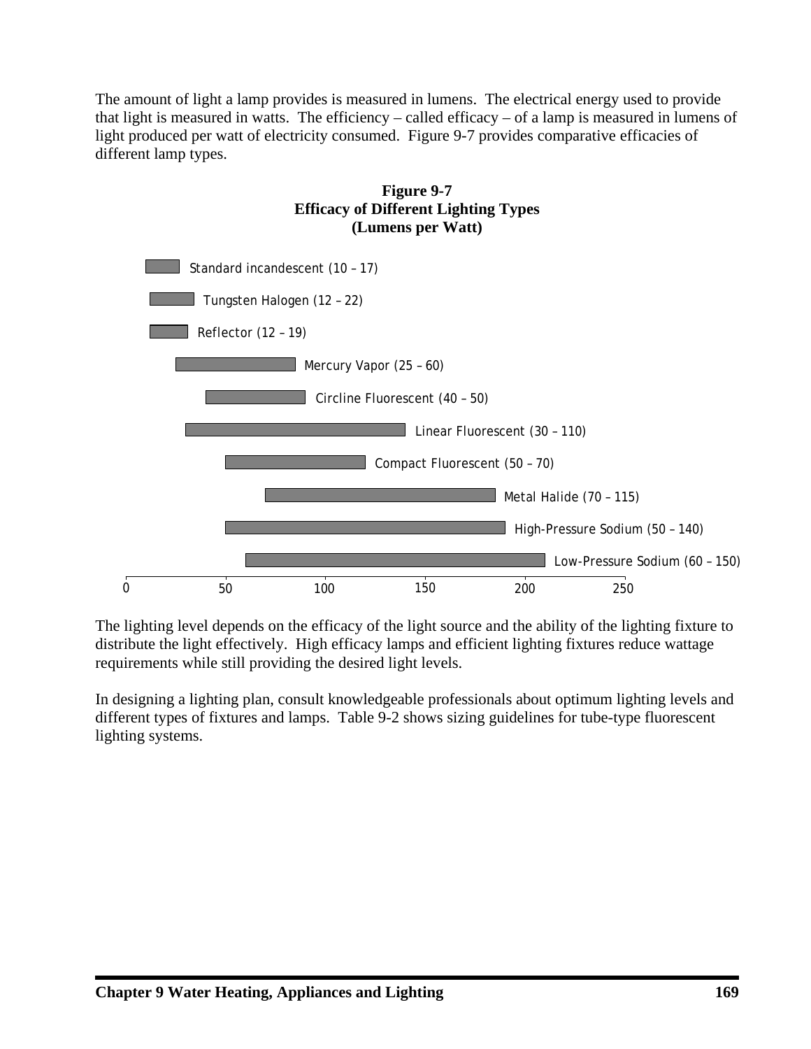The amount of light a lamp provides is measured in lumens. The electrical energy used to provide that light is measured in watts. The efficiency – called efficacy – of a lamp is measured in lumens of light produced per watt of electricity consumed. Figure 9-7 provides comparative efficacies of different lamp types.

**Figure 9-7**
**Efficacy of Different Lighting Types**
**(Lumens per Watt)**

| Lamp Type | Efficacy (Lumens per Watt) |
|---|---|
| Standard incandescent | 10 – 17 |
| Tungsten Halogen | 12 – 22 |
| Reflector | 12 – 19 |
| Mercury Vapor | 25 – 60 |
| Circline Fluorescent | 40 – 50 |
| Linear Fluorescent | 30 – 110 |
| Compact Fluorescent | 50 – 70 |
| Metal Halide | 70 – 115 |
| High-Pressure Sodium | 50 – 140 |
| Low-Pressure Sodium | 60 – 150 |

The lighting level depends on the efficacy of the light source and the ability of the lighting fixture to distribute the light effectively. High efficacy lamps and efficient lighting fixtures reduce wattage requirements while still providing the desired light levels.

In designing a lighting plan, consult knowledgeable professionals about optimum lighting levels and different types of fixtures and lamps. Table 9-2 shows sizing guidelines for tube-type fluorescent lighting systems.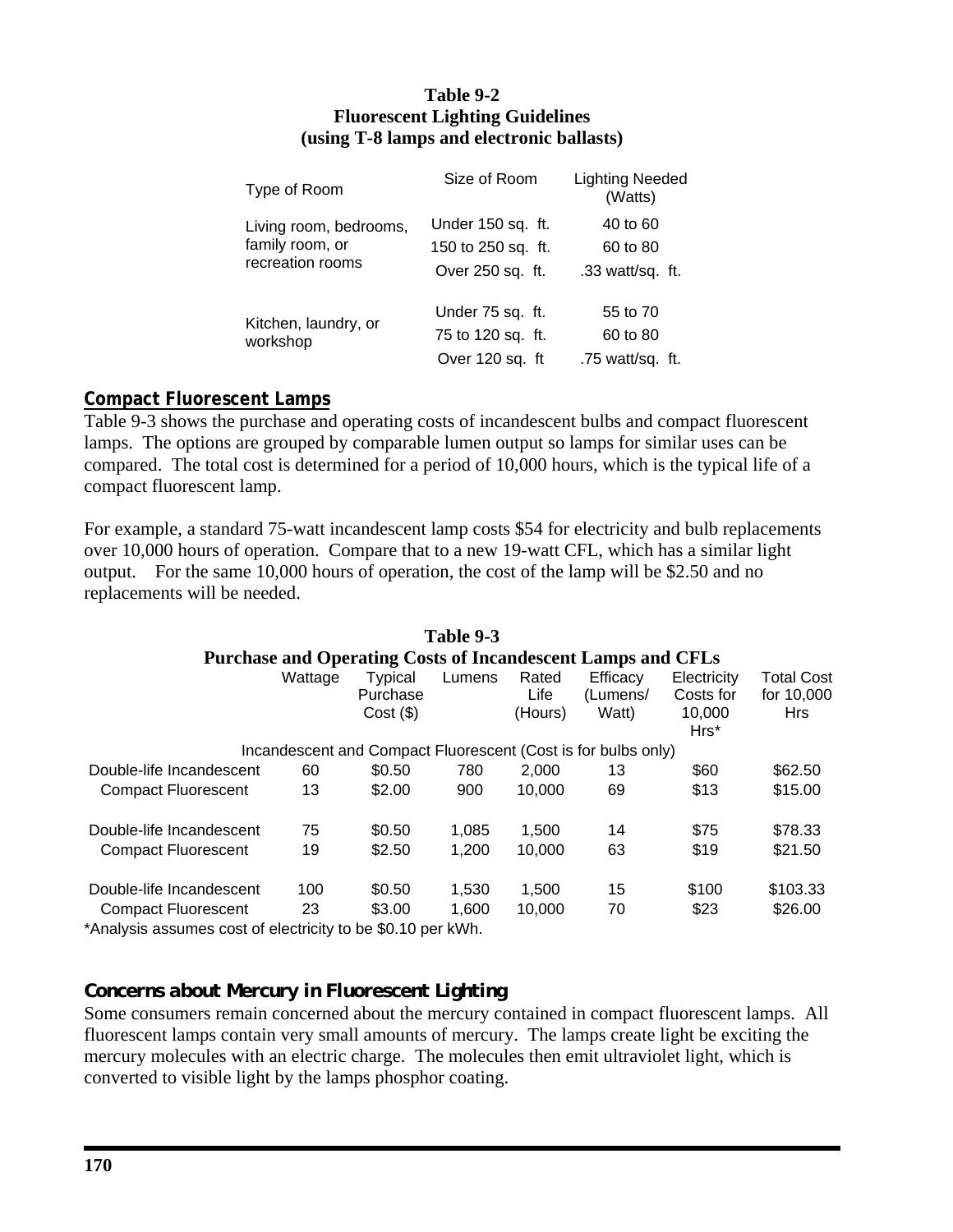**Table 9-2**
**Fluorescent Lighting Guidelines**
**(using T-8 lamps and electronic ballasts)**

| Type of Room | Size of Room | Lighting Needed (Watts) |
|---|---|---|
| Living room, bedrooms, family room, or recreation rooms | Under 150 sq. ft. | 40 to 60 |
| | 150 to 250 sq. ft. | 60 to 80 |
| | Over 250 sq. ft. | .33 watt/sq. ft. |
| Kitchen, laundry, or workshop | Under 75 sq. ft. | 55 to 70 |
| | 75 to 120 sq. ft. | 60 to 80 |
| | Over 120 sq. ft | .75 watt/sq. ft. |

## Compact Fluorescent Lamps

Table 9-3 shows the purchase and operating costs of incandescent bulbs and compact fluorescent lamps. The options are grouped by comparable lumen output so lamps for similar uses can be compared. The total cost is determined for a period of 10,000 hours, which is the typical life of a compact fluorescent lamp.

For example, a standard 75-watt incandescent lamp costs $54 for electricity and bulb replacements over 10,000 hours of operation. Compare that to a new 19-watt CFL, which has a similar light output. For the same 10,000 hours of operation, the cost of the lamp will be $2.50 and no replacements will be needed.

**Table 9-3**
**Purchase and Operating Costs of Incandescent Lamps and CFLs**

| | Wattage | Typical Purchase Cost ($) | Lumens | Rated Life (Hours) | Efficacy (Lumens/ Watt) | Electricity Costs for 10,000 Hrs* | Total Cost for 10,000 Hrs |
|---|---|---|---|---|---|---|---|
| Incandescent and Compact Fluorescent (Cost is for bulbs only) | | | | | | | |
| Double-life Incandescent | 60 | $0.50 | 780 | 2,000 | 13 | $60 | $62.50 |
| Compact Fluorescent | 13 | $2.00 | 900 | 10,000 | 69 | $13 | $15.00 |
| Double-life Incandescent | 75 | $0.50 | 1,085 | 1,500 | 14 | $75 | $78.33 |
| Compact Fluorescent | 19 | $2.50 | 1,200 | 10,000 | 63 | $19 | $21.50 |
| Double-life Incandescent | 100 | $0.50 | 1,530 | 1,500 | 15 | $100 | $103.33 |
| Compact Fluorescent | 23 | $3.00 | 1,600 | 10,000 | 70 | $23 | $26.00 |

*Analysis assumes cost of electricity to be $0.10 per kWh.

## Concerns about Mercury in Fluorescent Lighting

Some consumers remain concerned about the mercury contained in compact fluorescent lamps. All fluorescent lamps contain very small amounts of mercury. The lamps create light be exciting the mercury molecules with an electric charge. The molecules then emit ultraviolet light, which is converted to visible light by the lamps phosphor coating.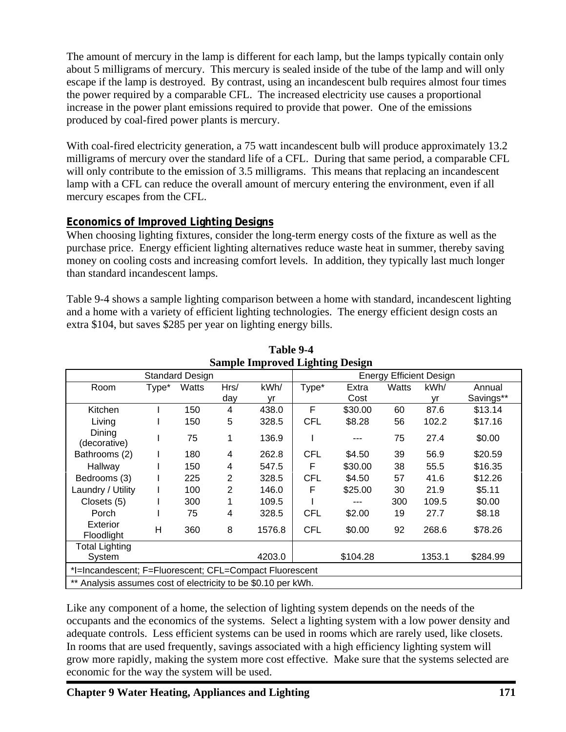The amount of mercury in the lamp is different for each lamp, but the lamps typically contain only about 5 milligrams of mercury. This mercury is sealed inside of the tube of the lamp and will only escape if the lamp is destroyed. By contrast, using an incandescent bulb requires almost four times the power required by a comparable CFL. The increased electricity use causes a proportional increase in the power plant emissions required to provide that power. One of the emissions produced by coal-fired power plants is mercury.

With coal-fired electricity generation, a 75 watt incandescent bulb will produce approximately 13.2 milligrams of mercury over the standard life of a CFL. During that same period, a comparable CFL will only contribute to the emission of 3.5 milligrams. This means that replacing an incandescent lamp with a CFL can reduce the overall amount of mercury entering the environment, even if all mercury escapes from the CFL.

## Economics of Improved Lighting Designs

When choosing lighting fixtures, consider the long-term energy costs of the fixture as well as the purchase price. Energy efficient lighting alternatives reduce waste heat in summer, thereby saving money on cooling costs and increasing comfort levels. In addition, they typically last much longer than standard incandescent lamps.

Table 9-4 shows a sample lighting comparison between a home with standard, incandescent lighting and a home with a variety of efficient lighting technologies. The energy efficient design costs an extra $104, but saves $285 per year on lighting energy bills.

**Table 9-4**
**Sample Improved Lighting Design**

| Standard Design | | | | | Energy Efficient Design | | | | |
|---|---|---|---|---|---|---|---|---|---|
| Room | Type* | Watts | Hrs/day | kWh/yr | Type* | Extra Cost | Watts | kWh/yr | Annual Savings** |
| Kitchen | I | 150 | 4 | 438.0 | F | $30.00 | 60 | 87.6 | $13.14 |
| Living | I | 150 | 5 | 328.5 | CFL | $8.28 | 56 | 102.2 | $17.16 |
| Dining (decorative) | I | 75 | 1 | 136.9 | I | --- | 75 | 27.4 | $0.00 |
| Bathrooms (2) | I | 180 | 4 | 262.8 | CFL | $4.50 | 39 | 56.9 | $20.59 |
| Hallway | I | 150 | 4 | 547.5 | F | $30.00 | 38 | 55.5 | $16.35 |
| Bedrooms (3) | I | 225 | 2 | 328.5 | CFL | $4.50 | 57 | 41.6 | $12.26 |
| Laundry / Utility | I | 100 | 2 | 146.0 | F | $25.00 | 30 | 21.9 | $5.11 |
| Closets (5) | I | 300 | 1 | 109.5 | I | --- | 300 | 109.5 | $0.00 |
| Porch | I | 75 | 4 | 328.5 | CFL | $2.00 | 19 | 27.7 | $8.18 |
| Exterior Floodlight | H | 360 | 8 | 1576.8 | CFL | $0.00 | 92 | 268.6 | $78.26 |
| Total Lighting System | | | | 4203.0 | | $104.28 | | 1353.1 | $284.99 |

*I=Incandescent; F=Fluorescent; CFL=Compact Fluorescent

** Analysis assumes cost of electricity to be $0.10 per kWh.

Like any component of a home, the selection of lighting system depends on the needs of the occupants and the economics of the systems. Select a lighting system with a low power density and adequate controls. Less efficient systems can be used in rooms which are rarely used, like closets. In rooms that are used frequently, savings associated with a high efficiency lighting system will grow more rapidly, making the system more cost effective. Make sure that the systems selected are economic for the way the system will be used.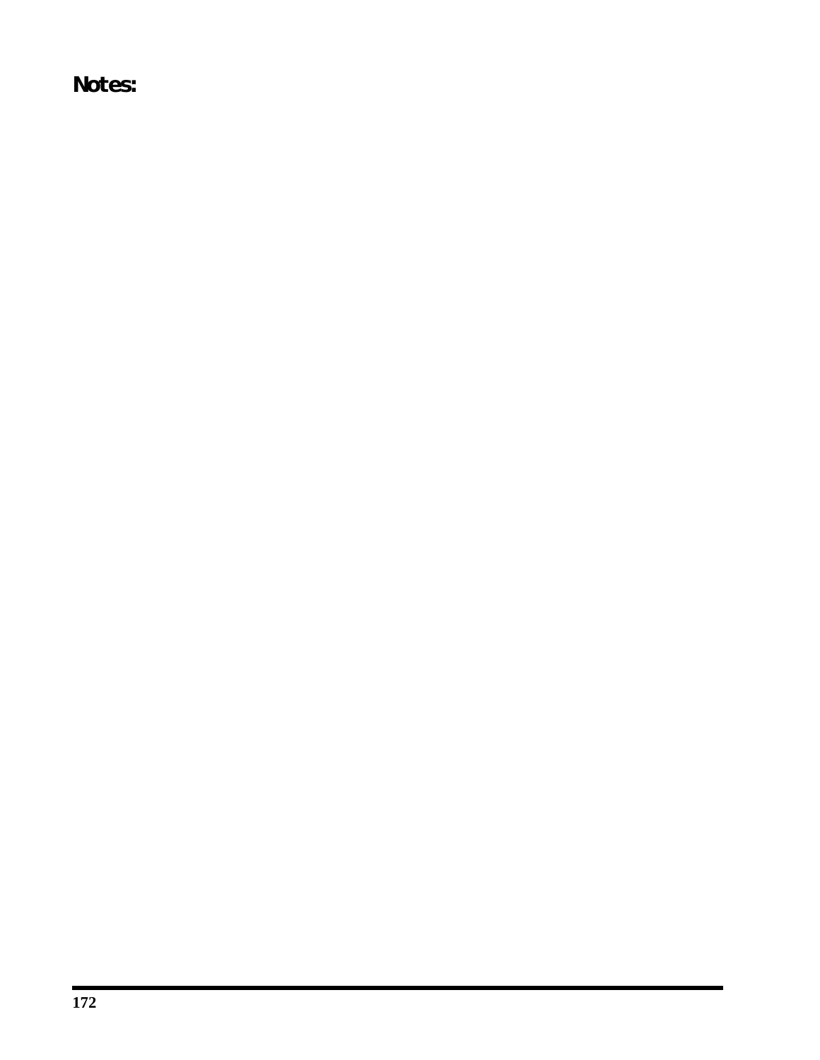# Notes: